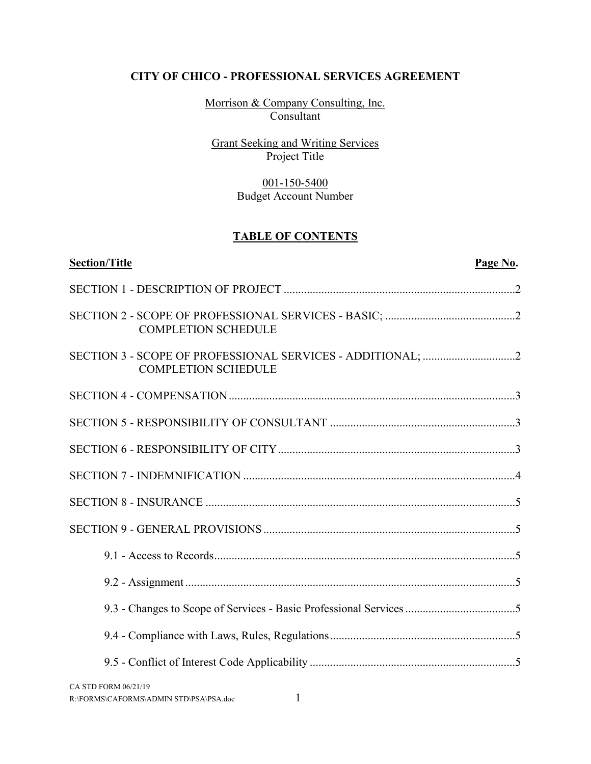# CITY OF CHICO - PROFESSIONAL SERVICES AGREEMENT

Morrison & Company Consulting, Inc.
Consultant

Grant Seeking and Writing Services
Project Title

001-150-5400
Budget Account Number

## TABLE OF CONTENTS

| Section/Title | Page No. |
|---|---|
| SECTION 1 - DESCRIPTION OF PROJECT | 2 |
| SECTION 2 - SCOPE OF PROFESSIONAL SERVICES - BASIC; COMPLETION SCHEDULE | 2 |
| SECTION 3 - SCOPE OF PROFESSIONAL SERVICES - ADDITIONAL; COMPLETION SCHEDULE | 2 |
| SECTION 4 - COMPENSATION | 3 |
| SECTION 5 - RESPONSIBILITY OF CONSULTANT | 3 |
| SECTION 6 - RESPONSIBILITY OF CITY | 3 |
| SECTION 7 - INDEMNIFICATION | 4 |
| SECTION 8 - INSURANCE | 5 |
| SECTION 9 - GENERAL PROVISIONS | 5 |
| 9.1 - Access to Records | 5 |
| 9.2 - Assignment | 5 |
| 9.3 - Changes to Scope of Services - Basic Professional Services | 5 |
| 9.4 - Compliance with Laws, Rules, Regulations | 5 |
| 9.5 - Conflict of Interest Code Applicability | 5 |

CA STD FORM 06/21/19
R:\FORMS\CAFORMS\ADMIN STD\PSA\PSA.doc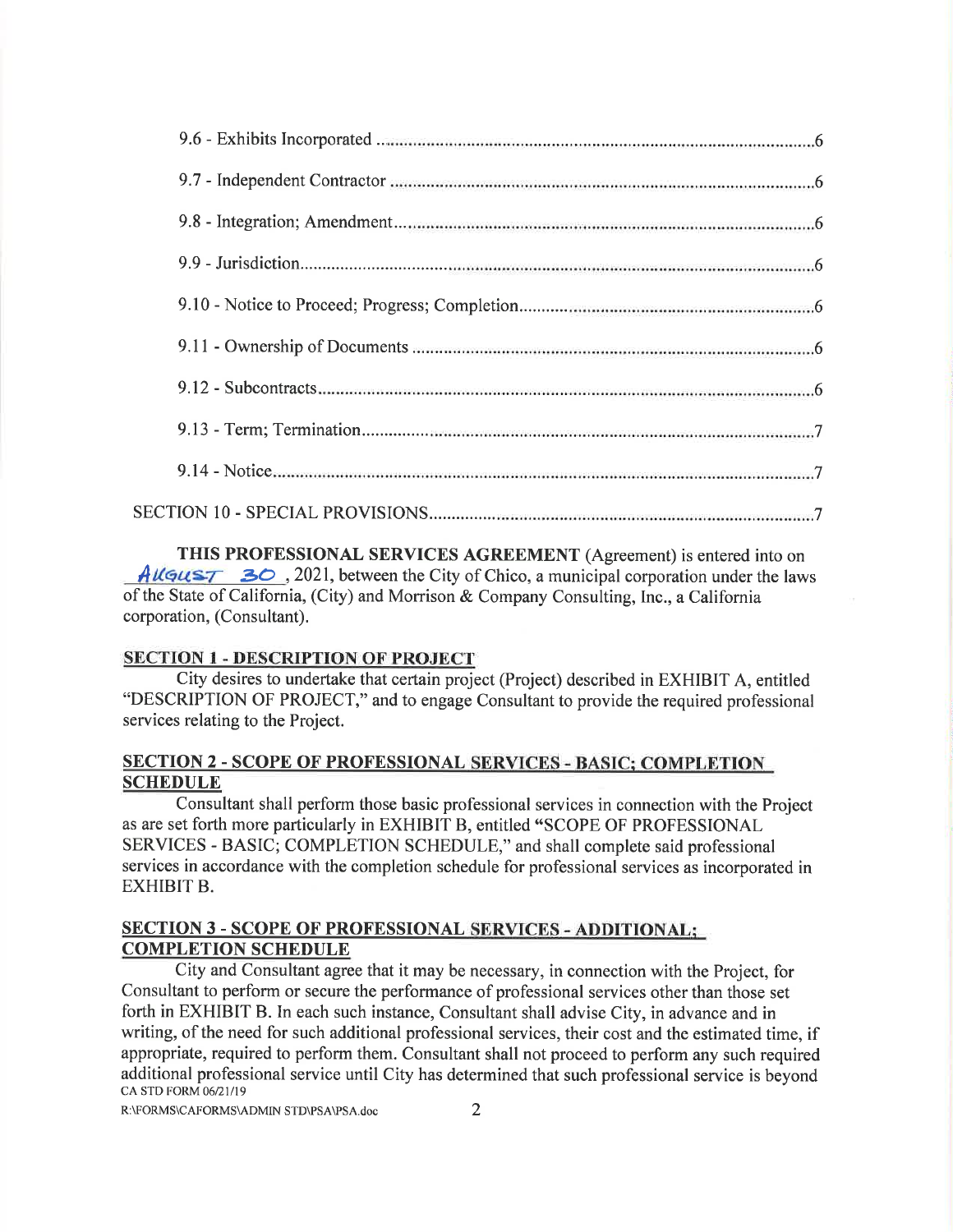9.6 - Exhibits Incorporated .......................................................................................................6

9.7 - Independent Contractor ......................................................................................................6

9.8 - Integration; Amendment......................................................................................................6

9.9 - Jurisdiction..........................................................................................................................6

9.10 - Notice to Proceed; Progress; Completion..........................................................................6

9.11 - Ownership of Documents ..................................................................................................6

9.12 - Subcontracts.......................................................................................................................6

9.13 - Term; Termination.............................................................................................................7

9.14 - Notice.................................................................................................................................7

SECTION 10 - SPECIAL PROVISIONS.......................................................................................7

**THIS PROFESSIONAL SERVICES AGREEMENT** (Agreement) is entered into on AUGUST 30, 2021, between the City of Chico, a municipal corporation under the laws of the State of California, (City) and Morrison & Company Consulting, Inc., a California corporation, (Consultant).

**SECTION 1 - DESCRIPTION OF PROJECT**

City desires to undertake that certain project (Project) described in EXHIBIT A, entitled "DESCRIPTION OF PROJECT," and to engage Consultant to provide the required professional services relating to the Project.

**SECTION 2 - SCOPE OF PROFESSIONAL SERVICES - BASIC; COMPLETION SCHEDULE**

Consultant shall perform those basic professional services in connection with the Project as are set forth more particularly in EXHIBIT B, entitled "SCOPE OF PROFESSIONAL SERVICES - BASIC; COMPLETION SCHEDULE," and shall complete said professional services in accordance with the completion schedule for professional services as incorporated in EXHIBIT B.

**SECTION 3 - SCOPE OF PROFESSIONAL SERVICES - ADDITIONAL; COMPLETION SCHEDULE**

City and Consultant agree that it may be necessary, in connection with the Project, for Consultant to perform or secure the performance of professional services other than those set forth in EXHIBIT B. In each such instance, Consultant shall advise City, in advance and in writing, of the need for such additional professional services, their cost and the estimated time, if appropriate, required to perform them. Consultant shall not proceed to perform any such required additional professional service until City has determined that such professional service is beyond

CA STD FORM 06/21/19

R:\FORMS\CAFORMS\ADMIN STD\PSA\PSA.doc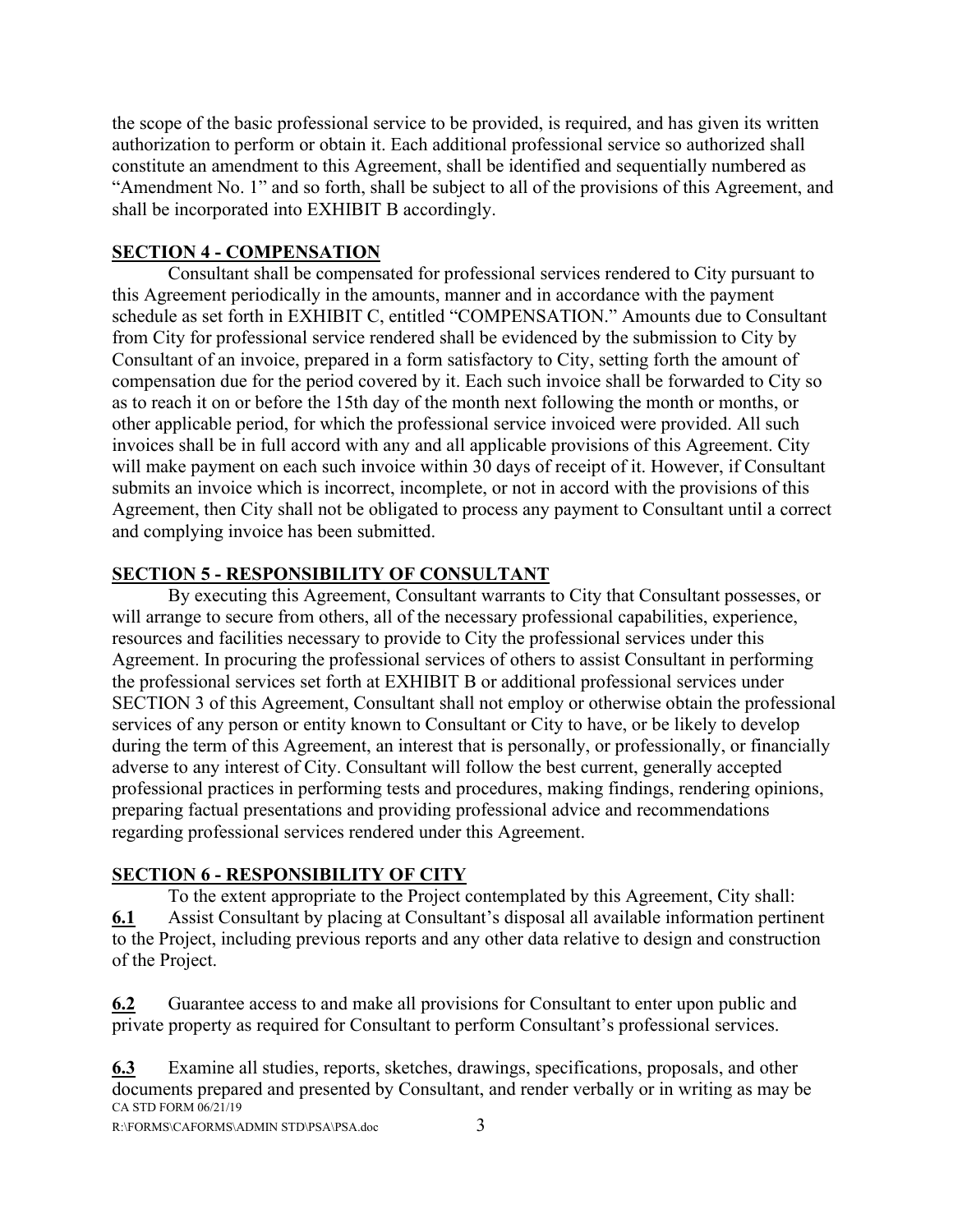the scope of the basic professional service to be provided, is required, and has given its written authorization to perform or obtain it. Each additional professional service so authorized shall constitute an amendment to this Agreement, shall be identified and sequentially numbered as "Amendment No. 1" and so forth, shall be subject to all of the provisions of this Agreement, and shall be incorporated into EXHIBIT B accordingly.

## SECTION 4 - COMPENSATION

Consultant shall be compensated for professional services rendered to City pursuant to this Agreement periodically in the amounts, manner and in accordance with the payment schedule as set forth in EXHIBIT C, entitled "COMPENSATION." Amounts due to Consultant from City for professional service rendered shall be evidenced by the submission to City by Consultant of an invoice, prepared in a form satisfactory to City, setting forth the amount of compensation due for the period covered by it. Each such invoice shall be forwarded to City so as to reach it on or before the 15th day of the month next following the month or months, or other applicable period, for which the professional service invoiced were provided. All such invoices shall be in full accord with any and all applicable provisions of this Agreement. City will make payment on each such invoice within 30 days of receipt of it. However, if Consultant submits an invoice which is incorrect, incomplete, or not in accord with the provisions of this Agreement, then City shall not be obligated to process any payment to Consultant until a correct and complying invoice has been submitted.

## SECTION 5 - RESPONSIBILITY OF CONSULTANT

By executing this Agreement, Consultant warrants to City that Consultant possesses, or will arrange to secure from others, all of the necessary professional capabilities, experience, resources and facilities necessary to provide to City the professional services under this Agreement. In procuring the professional services of others to assist Consultant in performing the professional services set forth at EXHIBIT B or additional professional services under SECTION 3 of this Agreement, Consultant shall not employ or otherwise obtain the professional services of any person or entity known to Consultant or City to have, or be likely to develop during the term of this Agreement, an interest that is personally, or professionally, or financially adverse to any interest of City. Consultant will follow the best current, generally accepted professional practices in performing tests and procedures, making findings, rendering opinions, preparing factual presentations and providing professional advice and recommendations regarding professional services rendered under this Agreement.

## SECTION 6 - RESPONSIBILITY OF CITY

To the extent appropriate to the Project contemplated by this Agreement, City shall:

**6.1** Assist Consultant by placing at Consultant's disposal all available information pertinent to the Project, including previous reports and any other data relative to design and construction of the Project.

**6.2** Guarantee access to and make all provisions for Consultant to enter upon public and private property as required for Consultant to perform Consultant's professional services.

**6.3** Examine all studies, reports, sketches, drawings, specifications, proposals, and other documents prepared and presented by Consultant, and render verbally or in writing as may be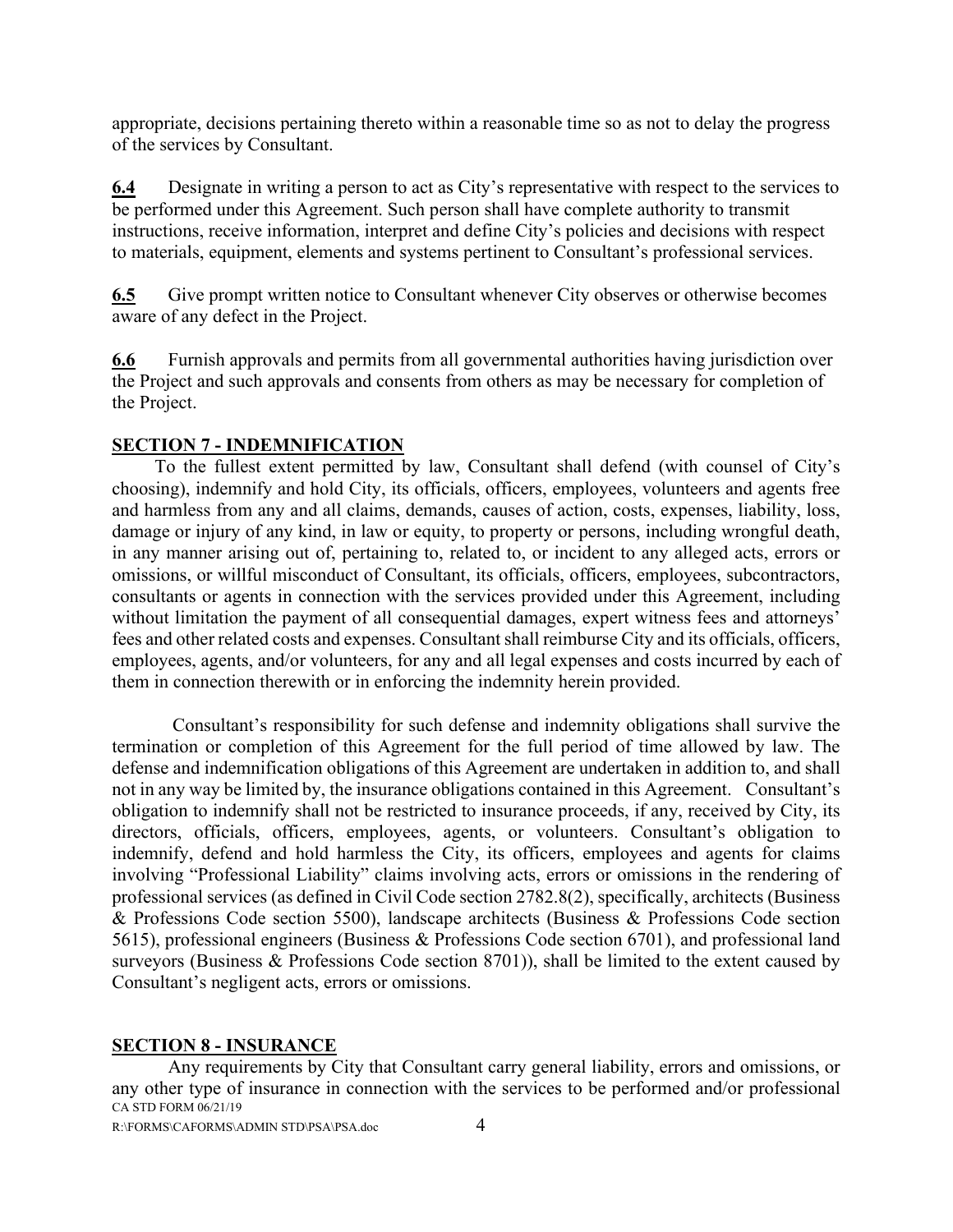appropriate, decisions pertaining thereto within a reasonable time so as not to delay the progress of the services by Consultant.

**6.4** Designate in writing a person to act as City's representative with respect to the services to be performed under this Agreement. Such person shall have complete authority to transmit instructions, receive information, interpret and define City's policies and decisions with respect to materials, equipment, elements and systems pertinent to Consultant's professional services.

**6.5** Give prompt written notice to Consultant whenever City observes or otherwise becomes aware of any defect in the Project.

**6.6** Furnish approvals and permits from all governmental authorities having jurisdiction over the Project and such approvals and consents from others as may be necessary for completion of the Project.

**SECTION 7 - INDEMNIFICATION**

To the fullest extent permitted by law, Consultant shall defend (with counsel of City's choosing), indemnify and hold City, its officials, officers, employees, volunteers and agents free and harmless from any and all claims, demands, causes of action, costs, expenses, liability, loss, damage or injury of any kind, in law or equity, to property or persons, including wrongful death, in any manner arising out of, pertaining to, related to, or incident to any alleged acts, errors or omissions, or willful misconduct of Consultant, its officials, officers, employees, subcontractors, consultants or agents in connection with the services provided under this Agreement, including without limitation the payment of all consequential damages, expert witness fees and attorneys' fees and other related costs and expenses. Consultant shall reimburse City and its officials, officers, employees, agents, and/or volunteers, for any and all legal expenses and costs incurred by each of them in connection therewith or in enforcing the indemnity herein provided.

Consultant's responsibility for such defense and indemnity obligations shall survive the termination or completion of this Agreement for the full period of time allowed by law. The defense and indemnification obligations of this Agreement are undertaken in addition to, and shall not in any way be limited by, the insurance obligations contained in this Agreement. Consultant's obligation to indemnify shall not be restricted to insurance proceeds, if any, received by City, its directors, officials, officers, employees, agents, or volunteers. Consultant's obligation to indemnify, defend and hold harmless the City, its officers, employees and agents for claims involving "Professional Liability" claims involving acts, errors or omissions in the rendering of professional services (as defined in Civil Code section 2782.8(2), specifically, architects (Business & Professions Code section 5500), landscape architects (Business & Professions Code section 5615), professional engineers (Business & Professions Code section 6701), and professional land surveyors (Business & Professions Code section 8701)), shall be limited to the extent caused by Consultant's negligent acts, errors or omissions.

**SECTION 8 - INSURANCE**

Any requirements by City that Consultant carry general liability, errors and omissions, or any other type of insurance in connection with the services to be performed and/or professional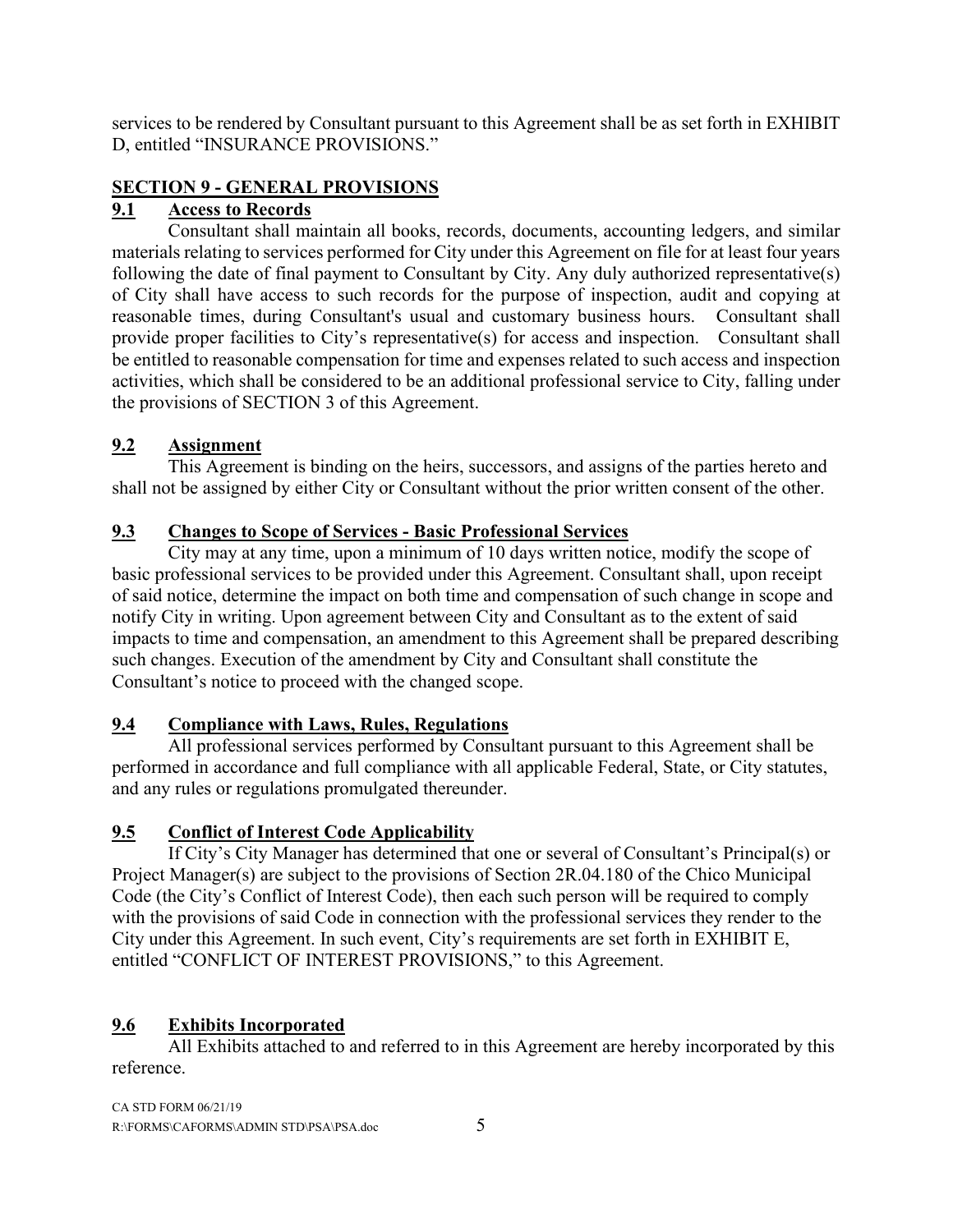services to be rendered by Consultant pursuant to this Agreement shall be as set forth in EXHIBIT D, entitled "INSURANCE PROVISIONS."

## SECTION 9 - GENERAL PROVISIONS

### 9.1 Access to Records

Consultant shall maintain all books, records, documents, accounting ledgers, and similar materials relating to services performed for City under this Agreement on file for at least four years following the date of final payment to Consultant by City. Any duly authorized representative(s) of City shall have access to such records for the purpose of inspection, audit and copying at reasonable times, during Consultant's usual and customary business hours. Consultant shall provide proper facilities to City's representative(s) for access and inspection. Consultant shall be entitled to reasonable compensation for time and expenses related to such access and inspection activities, which shall be considered to be an additional professional service to City, falling under the provisions of SECTION 3 of this Agreement.

### 9.2 Assignment

This Agreement is binding on the heirs, successors, and assigns of the parties hereto and shall not be assigned by either City or Consultant without the prior written consent of the other.

### 9.3 Changes to Scope of Services - Basic Professional Services

City may at any time, upon a minimum of 10 days written notice, modify the scope of basic professional services to be provided under this Agreement. Consultant shall, upon receipt of said notice, determine the impact on both time and compensation of such change in scope and notify City in writing. Upon agreement between City and Consultant as to the extent of said impacts to time and compensation, an amendment to this Agreement shall be prepared describing such changes. Execution of the amendment by City and Consultant shall constitute the Consultant's notice to proceed with the changed scope.

### 9.4 Compliance with Laws, Rules, Regulations

All professional services performed by Consultant pursuant to this Agreement shall be performed in accordance and full compliance with all applicable Federal, State, or City statutes, and any rules or regulations promulgated thereunder.

### 9.5 Conflict of Interest Code Applicability

If City's City Manager has determined that one or several of Consultant's Principal(s) or Project Manager(s) are subject to the provisions of Section 2R.04.180 of the Chico Municipal Code (the City's Conflict of Interest Code), then each such person will be required to comply with the provisions of said Code in connection with the professional services they render to the City under this Agreement. In such event, City's requirements are set forth in EXHIBIT E, entitled "CONFLICT OF INTEREST PROVISIONS," to this Agreement.

### 9.6 Exhibits Incorporated

All Exhibits attached to and referred to in this Agreement are hereby incorporated by this reference.

CA STD FORM 06/21/19
R:\FORMS\CAFORMS\ADMIN STD\PSA\PSA.doc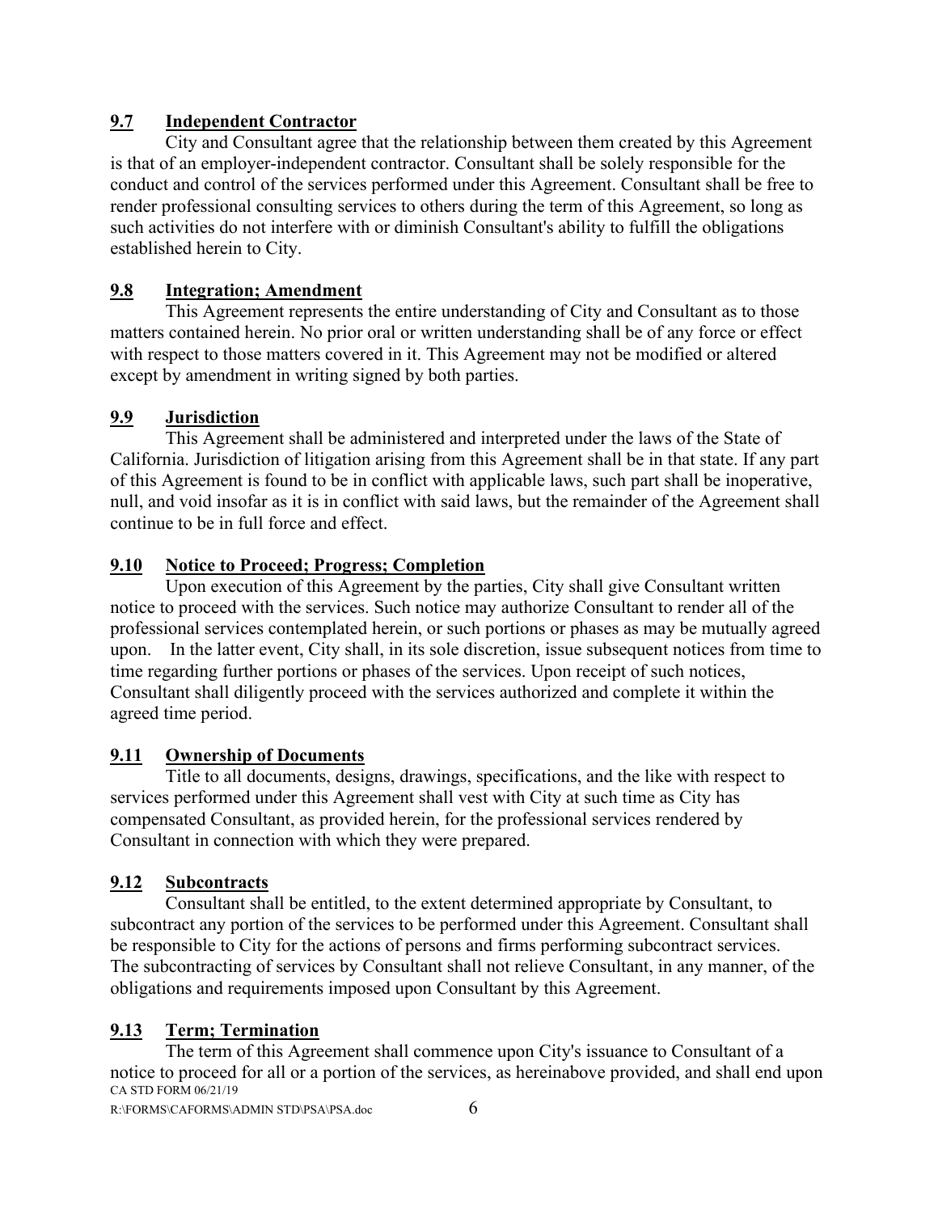### **9.7 Independent Contractor**

City and Consultant agree that the relationship between them created by this Agreement is that of an employer-independent contractor. Consultant shall be solely responsible for the conduct and control of the services performed under this Agreement. Consultant shall be free to render professional consulting services to others during the term of this Agreement, so long as such activities do not interfere with or diminish Consultant's ability to fulfill the obligations established herein to City.

### **9.8 Integration; Amendment**

This Agreement represents the entire understanding of City and Consultant as to those matters contained herein. No prior oral or written understanding shall be of any force or effect with respect to those matters covered in it. This Agreement may not be modified or altered except by amendment in writing signed by both parties.

### **9.9 Jurisdiction**

This Agreement shall be administered and interpreted under the laws of the State of California. Jurisdiction of litigation arising from this Agreement shall be in that state. If any part of this Agreement is found to be in conflict with applicable laws, such part shall be inoperative, null, and void insofar as it is in conflict with said laws, but the remainder of the Agreement shall continue to be in full force and effect.

### **9.10 Notice to Proceed; Progress; Completion**

Upon execution of this Agreement by the parties, City shall give Consultant written notice to proceed with the services. Such notice may authorize Consultant to render all of the professional services contemplated herein, or such portions or phases as may be mutually agreed upon. In the latter event, City shall, in its sole discretion, issue subsequent notices from time to time regarding further portions or phases of the services. Upon receipt of such notices, Consultant shall diligently proceed with the services authorized and complete it within the agreed time period.

### **9.11 Ownership of Documents**

Title to all documents, designs, drawings, specifications, and the like with respect to services performed under this Agreement shall vest with City at such time as City has compensated Consultant, as provided herein, for the professional services rendered by Consultant in connection with which they were prepared.

### **9.12 Subcontracts**

Consultant shall be entitled, to the extent determined appropriate by Consultant, to subcontract any portion of the services to be performed under this Agreement. Consultant shall be responsible to City for the actions of persons and firms performing subcontract services. The subcontracting of services by Consultant shall not relieve Consultant, in any manner, of the obligations and requirements imposed upon Consultant by this Agreement.

### **9.13 Term; Termination**

The term of this Agreement shall commence upon City's issuance to Consultant of a notice to proceed for all or a portion of the services, as hereinabove provided, and shall end upon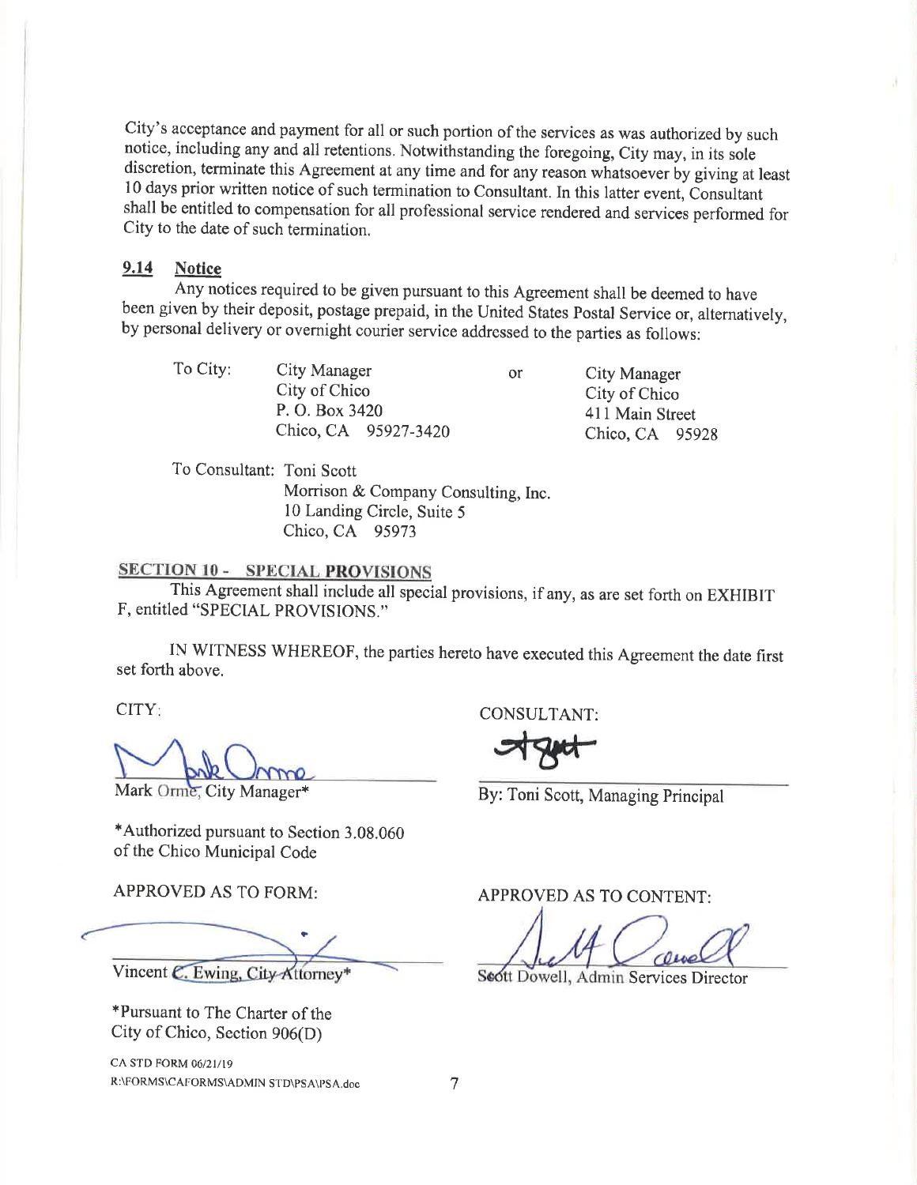City's acceptance and payment for all or such portion of the services as was authorized by such notice, including any and all retentions. Notwithstanding the foregoing, City may, in its sole discretion, terminate this Agreement at any time and for any reason whatsoever by giving at least 10 days prior written notice of such termination to Consultant. In this latter event, Consultant shall be entitled to compensation for all professional service rendered and services performed for City to the date of such termination.

**9.14 Notice**

Any notices required to be given pursuant to this Agreement shall be deemed to have been given by their deposit, postage prepaid, in the United States Postal Service or, alternatively, by personal delivery or overnight courier service addressed to the parties as follows:

| To City: | City Manager<br>City of Chico<br>P. O. Box 3420<br>Chico, CA 95927-3420 | or | City Manager<br>City of Chico<br>411 Main Street<br>Chico, CA 95928 |
|---|---|---|---|

To Consultant: Toni Scott
Morrison & Company Consulting, Inc.
10 Landing Circle, Suite 5
Chico, CA 95973

**SECTION 10 - SPECIAL PROVISIONS**

This Agreement shall include all special provisions, if any, as are set forth on EXHIBIT F, entitled "SPECIAL PROVISIONS."

IN WITNESS WHEREOF, the parties hereto have executed this Agreement the date first set forth above.

CITY:

Mark Orme, City Manager*

*Authorized pursuant to Section 3.08.060 of the Chico Municipal Code

CONSULTANT:

By: Toni Scott, Managing Principal

APPROVED AS TO FORM:

Vincent C. Ewing, City Attorney*

*Pursuant to The Charter of the City of Chico, Section 906(D)

APPROVED AS TO CONTENT:

Scott Dowell, Admin Services Director

CA STD FORM 06/21/19
R:\FORMS\CAFORMS\ADMIN STD\PSA\PSA.doc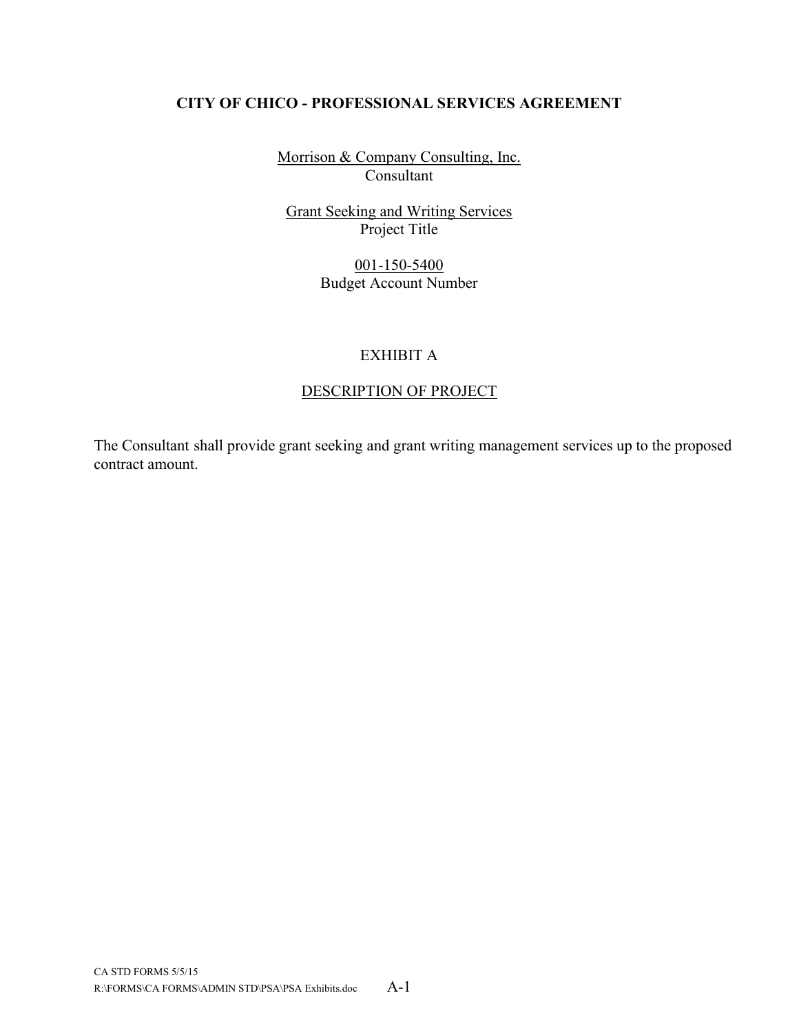**CITY OF CHICO - PROFESSIONAL SERVICES AGREEMENT**

Morrison & Company Consulting, Inc.
Consultant

Grant Seeking and Writing Services
Project Title

001-150-5400
Budget Account Number

EXHIBIT A

DESCRIPTION OF PROJECT

The Consultant shall provide grant seeking and grant writing management services up to the proposed contract amount.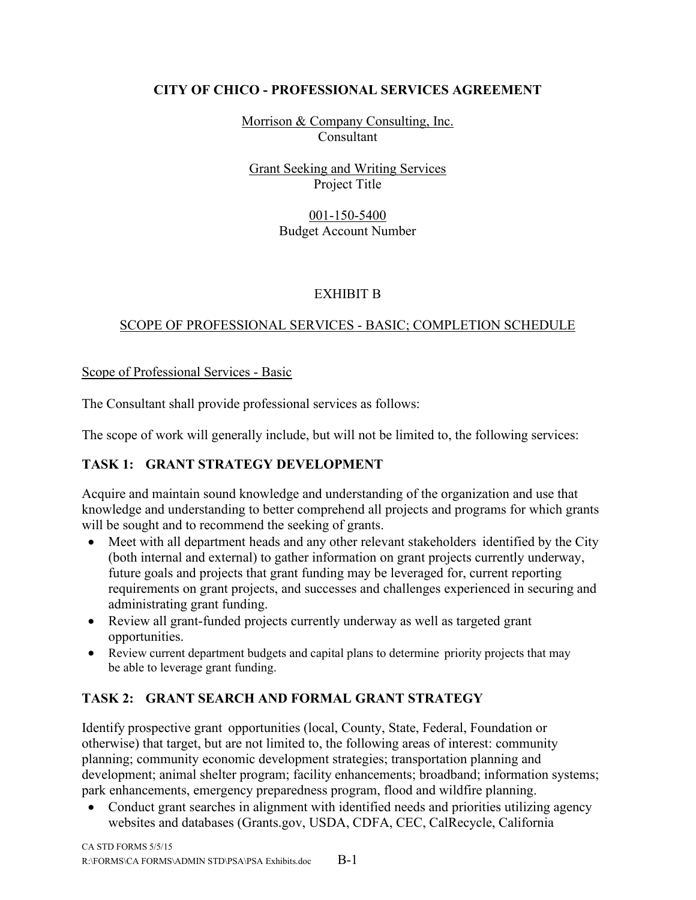**CITY OF CHICO - PROFESSIONAL SERVICES AGREEMENT**

Morrison & Company Consulting, Inc.
Consultant

Grant Seeking and Writing Services
Project Title

001-150-5400
Budget Account Number

EXHIBIT B

SCOPE OF PROFESSIONAL SERVICES - BASIC; COMPLETION SCHEDULE

Scope of Professional Services - Basic

The Consultant shall provide professional services as follows:

The scope of work will generally include, but will not be limited to, the following services:

**TASK 1: GRANT STRATEGY DEVELOPMENT**

Acquire and maintain sound knowledge and understanding of the organization and use that knowledge and understanding to better comprehend all projects and programs for which grants will be sought and to recommend the seeking of grants.

- Meet with all department heads and any other relevant stakeholders identified by the City (both internal and external) to gather information on grant projects currently underway, future goals and projects that grant funding may be leveraged for, current reporting requirements on grant projects, and successes and challenges experienced in securing and administrating grant funding.
- Review all grant-funded projects currently underway as well as targeted grant opportunities.
- Review current department budgets and capital plans to determine priority projects that may be able to leverage grant funding.

**TASK 2: GRANT SEARCH AND FORMAL GRANT STRATEGY**

Identify prospective grant opportunities (local, County, State, Federal, Foundation or otherwise) that target, but are not limited to, the following areas of interest: community planning; community economic development strategies; transportation planning and development; animal shelter program; facility enhancements; broadband; information systems; park enhancements, emergency preparedness program, flood and wildfire planning.

- Conduct grant searches in alignment with identified needs and priorities utilizing agency websites and databases (Grants.gov, USDA, CDFA, CEC, CalRecycle, California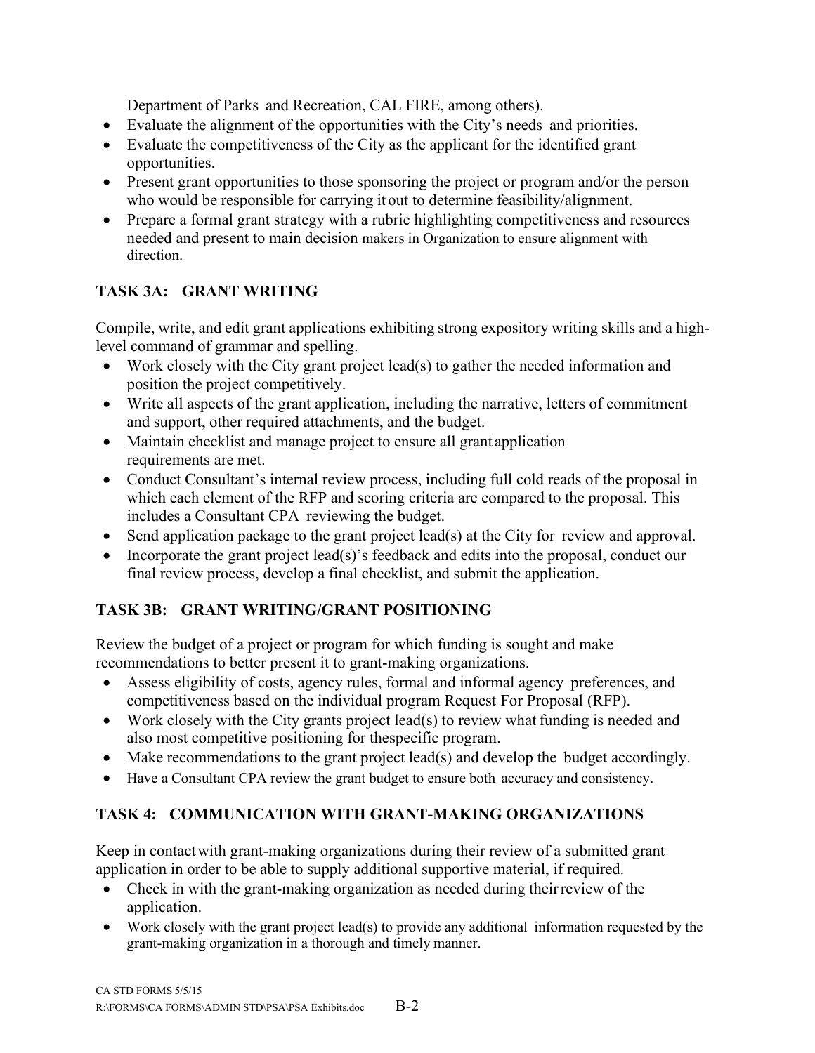Department of Parks and Recreation, CAL FIRE, among others).

- Evaluate the alignment of the opportunities with the City's needs and priorities.
- Evaluate the competitiveness of the City as the applicant for the identified grant opportunities.
- Present grant opportunities to those sponsoring the project or program and/or the person who would be responsible for carrying it out to determine feasibility/alignment.
- Prepare a formal grant strategy with a rubric highlighting competitiveness and resources needed and present to main decision makers in Organization to ensure alignment with direction.

## TASK 3A: GRANT WRITING

Compile, write, and edit grant applications exhibiting strong expository writing skills and a high-level command of grammar and spelling.

- Work closely with the City grant project lead(s) to gather the needed information and position the project competitively.
- Write all aspects of the grant application, including the narrative, letters of commitment and support, other required attachments, and the budget.
- Maintain checklist and manage project to ensure all grant application requirements are met.
- Conduct Consultant's internal review process, including full cold reads of the proposal in which each element of the RFP and scoring criteria are compared to the proposal. This includes a Consultant CPA reviewing the budget.
- Send application package to the grant project lead(s) at the City for review and approval.
- Incorporate the grant project lead(s)'s feedback and edits into the proposal, conduct our final review process, develop a final checklist, and submit the application.

## TASK 3B: GRANT WRITING/GRANT POSITIONING

Review the budget of a project or program for which funding is sought and make recommendations to better present it to grant-making organizations.

- Assess eligibility of costs, agency rules, formal and informal agency preferences, and competitiveness based on the individual program Request For Proposal (RFP).
- Work closely with the City grants project lead(s) to review what funding is needed and also most competitive positioning for thespecific program.
- Make recommendations to the grant project lead(s) and develop the budget accordingly.
- Have a Consultant CPA review the grant budget to ensure both accuracy and consistency.

## TASK 4: COMMUNICATION WITH GRANT-MAKING ORGANIZATIONS

Keep in contact with grant-making organizations during their review of a submitted grant application in order to be able to supply additional supportive material, if required.

- Check in with the grant-making organization as needed during their review of the application.
- Work closely with the grant project lead(s) to provide any additional information requested by the grant-making organization in a thorough and timely manner.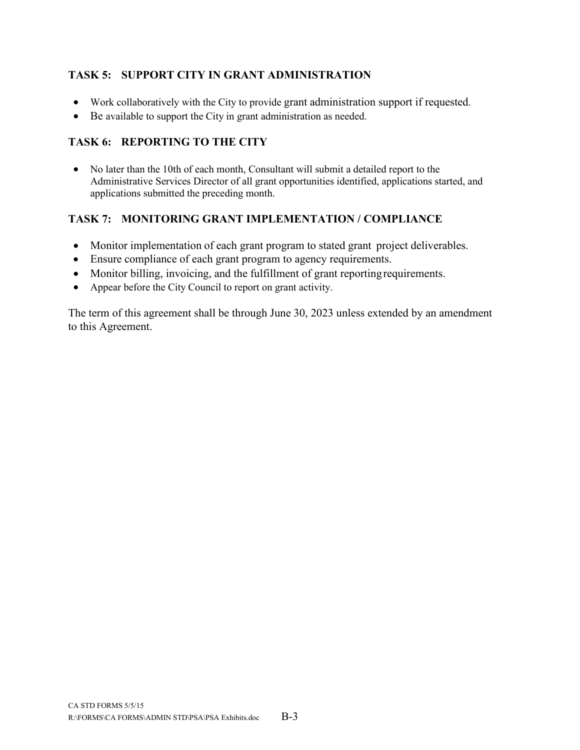### TASK 5: SUPPORT CITY IN GRANT ADMINISTRATION

- Work collaboratively with the City to provide grant administration support if requested.
- Be available to support the City in grant administration as needed.

### TASK 6: REPORTING TO THE CITY

- No later than the 10th of each month, Consultant will submit a detailed report to the Administrative Services Director of all grant opportunities identified, applications started, and applications submitted the preceding month.

### TASK 7: MONITORING GRANT IMPLEMENTATION / COMPLIANCE

- Monitor implementation of each grant program to stated grant project deliverables.
- Ensure compliance of each grant program to agency requirements.
- Monitor billing, invoicing, and the fulfillment of grant reporting requirements.
- Appear before the City Council to report on grant activity.

The term of this agreement shall be through June 30, 2023 unless extended by an amendment to this Agreement.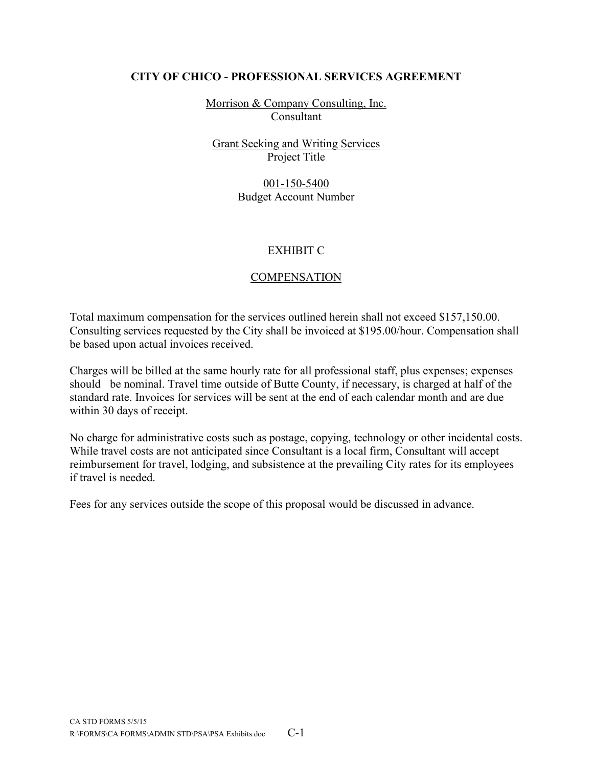**CITY OF CHICO - PROFESSIONAL SERVICES AGREEMENT**

Morrison & Company Consulting, Inc.
Consultant

Grant Seeking and Writing Services
Project Title

001-150-5400
Budget Account Number

EXHIBIT C

COMPENSATION

Total maximum compensation for the services outlined herein shall not exceed $157,150.00. Consulting services requested by the City shall be invoiced at $195.00/hour. Compensation shall be based upon actual invoices received.

Charges will be billed at the same hourly rate for all professional staff, plus expenses; expenses should be nominal. Travel time outside of Butte County, if necessary, is charged at half of the standard rate. Invoices for services will be sent at the end of each calendar month and are due within 30 days of receipt.

No charge for administrative costs such as postage, copying, technology or other incidental costs. While travel costs are not anticipated since Consultant is a local firm, Consultant will accept reimbursement for travel, lodging, and subsistence at the prevailing City rates for its employees if travel is needed.

Fees for any services outside the scope of this proposal would be discussed in advance.

CA STD FORMS 5/5/15
R:\FORMS\CA FORMS\ADMIN STD\PSA\PSA Exhibits.doc C-1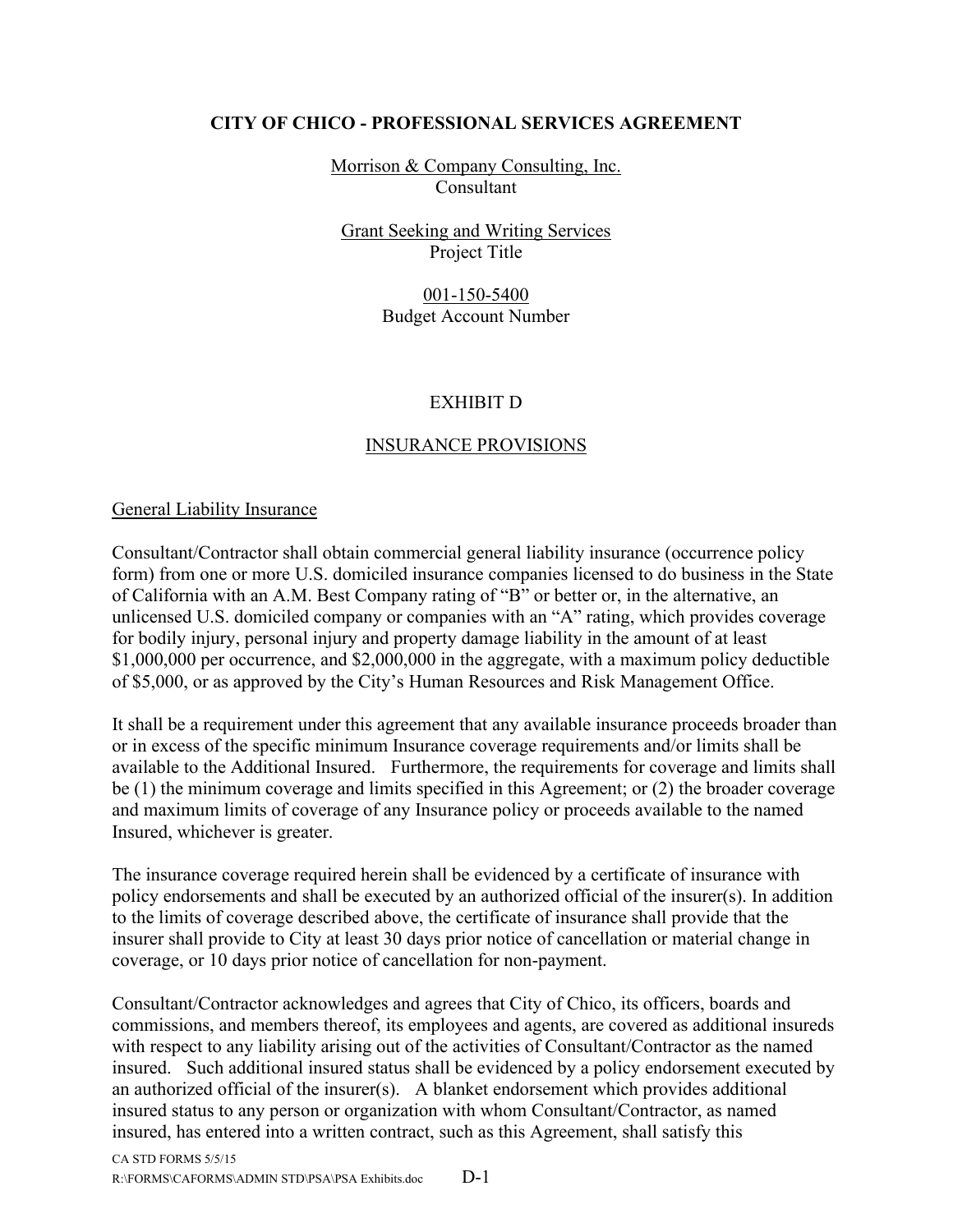**CITY OF CHICO - PROFESSIONAL SERVICES AGREEMENT**

Morrison & Company Consulting, Inc.
Consultant

Grant Seeking and Writing Services
Project Title

001-150-5400
Budget Account Number

EXHIBIT D

INSURANCE PROVISIONS

General Liability Insurance

Consultant/Contractor shall obtain commercial general liability insurance (occurrence policy form) from one or more U.S. domiciled insurance companies licensed to do business in the State of California with an A.M. Best Company rating of "B" or better or, in the alternative, an unlicensed U.S. domiciled company or companies with an "A" rating, which provides coverage for bodily injury, personal injury and property damage liability in the amount of at least $1,000,000 per occurrence, and $2,000,000 in the aggregate, with a maximum policy deductible of $5,000, or as approved by the City's Human Resources and Risk Management Office.

It shall be a requirement under this agreement that any available insurance proceeds broader than or in excess of the specific minimum Insurance coverage requirements and/or limits shall be available to the Additional Insured. Furthermore, the requirements for coverage and limits shall be (1) the minimum coverage and limits specified in this Agreement; or (2) the broader coverage and maximum limits of coverage of any Insurance policy or proceeds available to the named Insured, whichever is greater.

The insurance coverage required herein shall be evidenced by a certificate of insurance with policy endorsements and shall be executed by an authorized official of the insurer(s). In addition to the limits of coverage described above, the certificate of insurance shall provide that the insurer shall provide to City at least 30 days prior notice of cancellation or material change in coverage, or 10 days prior notice of cancellation for non-payment.

Consultant/Contractor acknowledges and agrees that City of Chico, its officers, boards and commissions, and members thereof, its employees and agents, are covered as additional insureds with respect to any liability arising out of the activities of Consultant/Contractor as the named insured. Such additional insured status shall be evidenced by a policy endorsement executed by an authorized official of the insurer(s). A blanket endorsement which provides additional insured status to any person or organization with whom Consultant/Contractor, as named insured, has entered into a written contract, such as this Agreement, shall satisfy this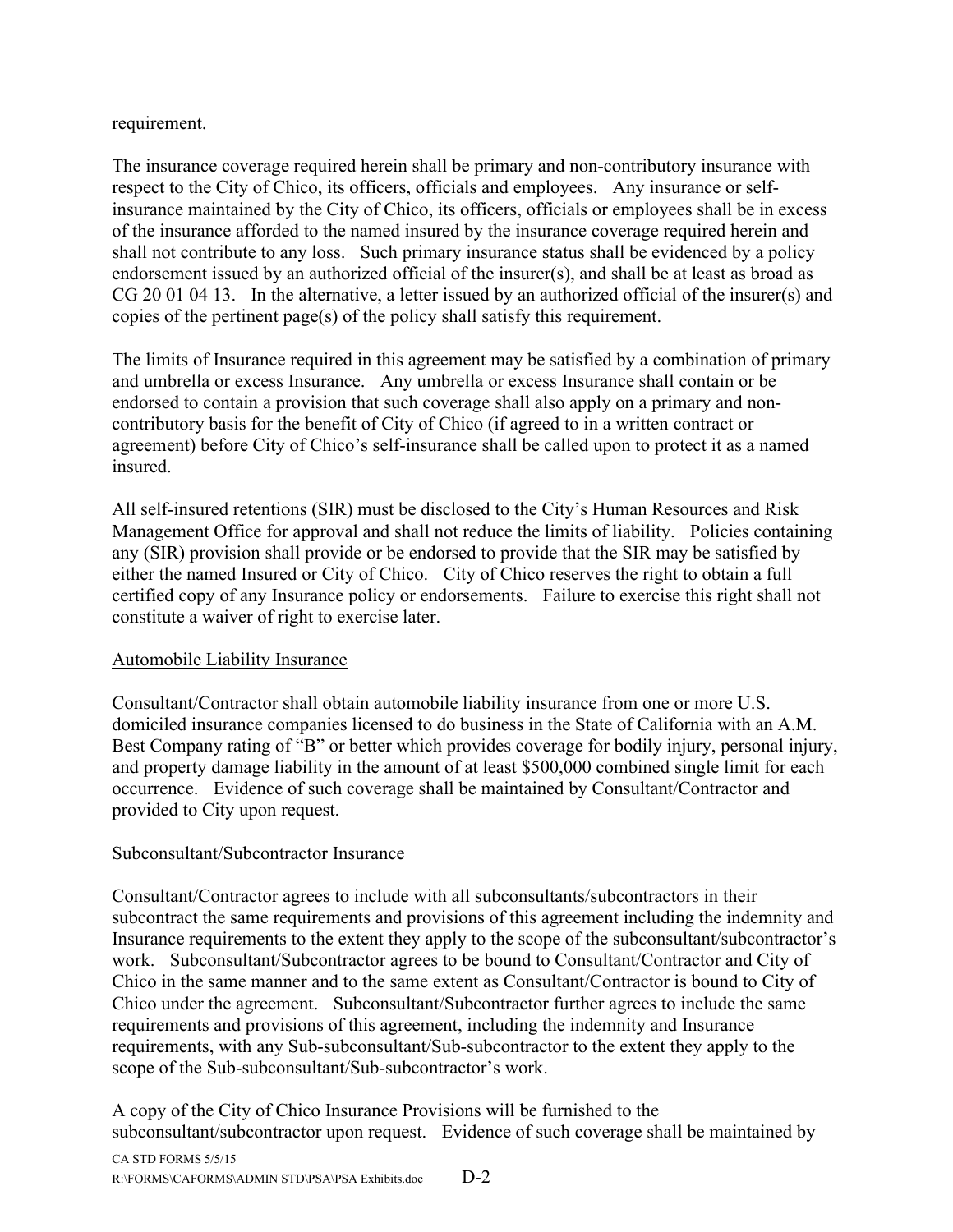requirement.

The insurance coverage required herein shall be primary and non-contributory insurance with respect to the City of Chico, its officers, officials and employees. Any insurance or self-insurance maintained by the City of Chico, its officers, officials or employees shall be in excess of the insurance afforded to the named insured by the insurance coverage required herein and shall not contribute to any loss. Such primary insurance status shall be evidenced by a policy endorsement issued by an authorized official of the insurer(s), and shall be at least as broad as CG 20 01 04 13. In the alternative, a letter issued by an authorized official of the insurer(s) and copies of the pertinent page(s) of the policy shall satisfy this requirement.

The limits of Insurance required in this agreement may be satisfied by a combination of primary and umbrella or excess Insurance. Any umbrella or excess Insurance shall contain or be endorsed to contain a provision that such coverage shall also apply on a primary and non-contributory basis for the benefit of City of Chico (if agreed to in a written contract or agreement) before City of Chico's self-insurance shall be called upon to protect it as a named insured.

All self-insured retentions (SIR) must be disclosed to the City's Human Resources and Risk Management Office for approval and shall not reduce the limits of liability. Policies containing any (SIR) provision shall provide or be endorsed to provide that the SIR may be satisfied by either the named Insured or City of Chico. City of Chico reserves the right to obtain a full certified copy of any Insurance policy or endorsements. Failure to exercise this right shall not constitute a waiver of right to exercise later.

<u>Automobile Liability Insurance</u>

Consultant/Contractor shall obtain automobile liability insurance from one or more U.S. domiciled insurance companies licensed to do business in the State of California with an A.M. Best Company rating of "B" or better which provides coverage for bodily injury, personal injury, and property damage liability in the amount of at least $500,000 combined single limit for each occurrence. Evidence of such coverage shall be maintained by Consultant/Contractor and provided to City upon request.

<u>Subconsultant/Subcontractor Insurance</u>

Consultant/Contractor agrees to include with all subconsultants/subcontractors in their subcontract the same requirements and provisions of this agreement including the indemnity and Insurance requirements to the extent they apply to the scope of the subconsultant/subcontractor's work. Subconsultant/Subcontractor agrees to be bound to Consultant/Contractor and City of Chico in the same manner and to the same extent as Consultant/Contractor is bound to City of Chico under the agreement. Subconsultant/Subcontractor further agrees to include the same requirements and provisions of this agreement, including the indemnity and Insurance requirements, with any Sub-subconsultant/Sub-subcontractor to the extent they apply to the scope of the Sub-subconsultant/Sub-subcontractor's work.

A copy of the City of Chico Insurance Provisions will be furnished to the subconsultant/subcontractor upon request. Evidence of such coverage shall be maintained by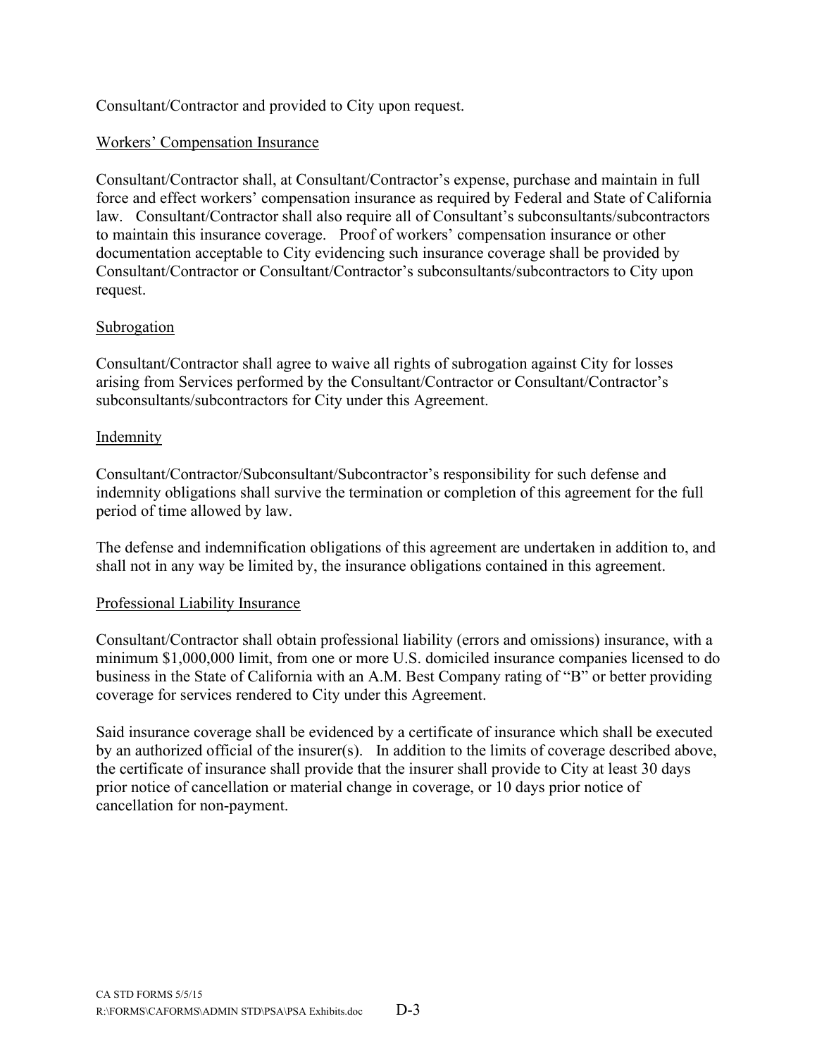Consultant/Contractor and provided to City upon request.

Workers' Compensation Insurance

Consultant/Contractor shall, at Consultant/Contractor's expense, purchase and maintain in full force and effect workers' compensation insurance as required by Federal and State of California law. Consultant/Contractor shall also require all of Consultant's subconsultants/subcontractors to maintain this insurance coverage. Proof of workers' compensation insurance or other documentation acceptable to City evidencing such insurance coverage shall be provided by Consultant/Contractor or Consultant/Contractor's subconsultants/subcontractors to City upon request.

Subrogation

Consultant/Contractor shall agree to waive all rights of subrogation against City for losses arising from Services performed by the Consultant/Contractor or Consultant/Contractor's subconsultants/subcontractors for City under this Agreement.

Indemnity

Consultant/Contractor/Subconsultant/Subcontractor's responsibility for such defense and indemnity obligations shall survive the termination or completion of this agreement for the full period of time allowed by law.

The defense and indemnification obligations of this agreement are undertaken in addition to, and shall not in any way be limited by, the insurance obligations contained in this agreement.

Professional Liability Insurance

Consultant/Contractor shall obtain professional liability (errors and omissions) insurance, with a minimum $1,000,000 limit, from one or more U.S. domiciled insurance companies licensed to do business in the State of California with an A.M. Best Company rating of "B" or better providing coverage for services rendered to City under this Agreement.

Said insurance coverage shall be evidenced by a certificate of insurance which shall be executed by an authorized official of the insurer(s). In addition to the limits of coverage described above, the certificate of insurance shall provide that the insurer shall provide to City at least 30 days prior notice of cancellation or material change in coverage, or 10 days prior notice of cancellation for non-payment.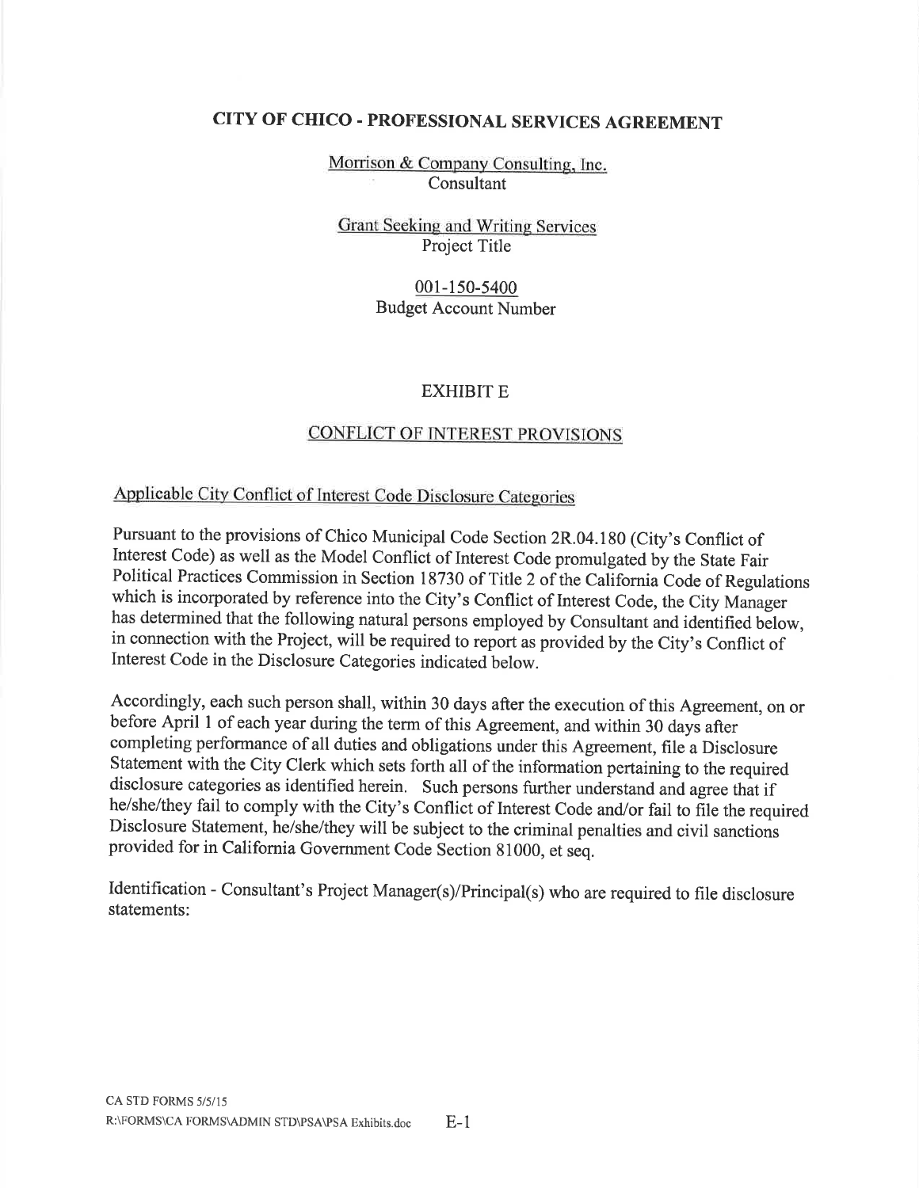# CITY OF CHICO - PROFESSIONAL SERVICES AGREEMENT

Morrison & Company Consulting, Inc.
Consultant

Grant Seeking and Writing Services
Project Title

001-150-5400
Budget Account Number

## EXHIBIT E

## CONFLICT OF INTEREST PROVISIONS

### Applicable City Conflict of Interest Code Disclosure Categories

Pursuant to the provisions of Chico Municipal Code Section 2R.04.180 (City's Conflict of Interest Code) as well as the Model Conflict of Interest Code promulgated by the State Fair Political Practices Commission in Section 18730 of Title 2 of the California Code of Regulations which is incorporated by reference into the City's Conflict of Interest Code, the City Manager has determined that the following natural persons employed by Consultant and identified below, in connection with the Project, will be required to report as provided by the City's Conflict of Interest Code in the Disclosure Categories indicated below.

Accordingly, each such person shall, within 30 days after the execution of this Agreement, on or before April 1 of each year during the term of this Agreement, and within 30 days after completing performance of all duties and obligations under this Agreement, file a Disclosure Statement with the City Clerk which sets forth all of the information pertaining to the required disclosure categories as identified herein. Such persons further understand and agree that if he/she/they fail to comply with the City's Conflict of Interest Code and/or fail to file the required Disclosure Statement, he/she/they will be subject to the criminal penalties and civil sanctions provided for in California Government Code Section 81000, et seq.

Identification - Consultant's Project Manager(s)/Principal(s) who are required to file disclosure statements:

CA STD FORMS 5/5/15
R:\FORMS\CA FORMS\ADMIN STD\PSA\PSA Exhibits.doc E-1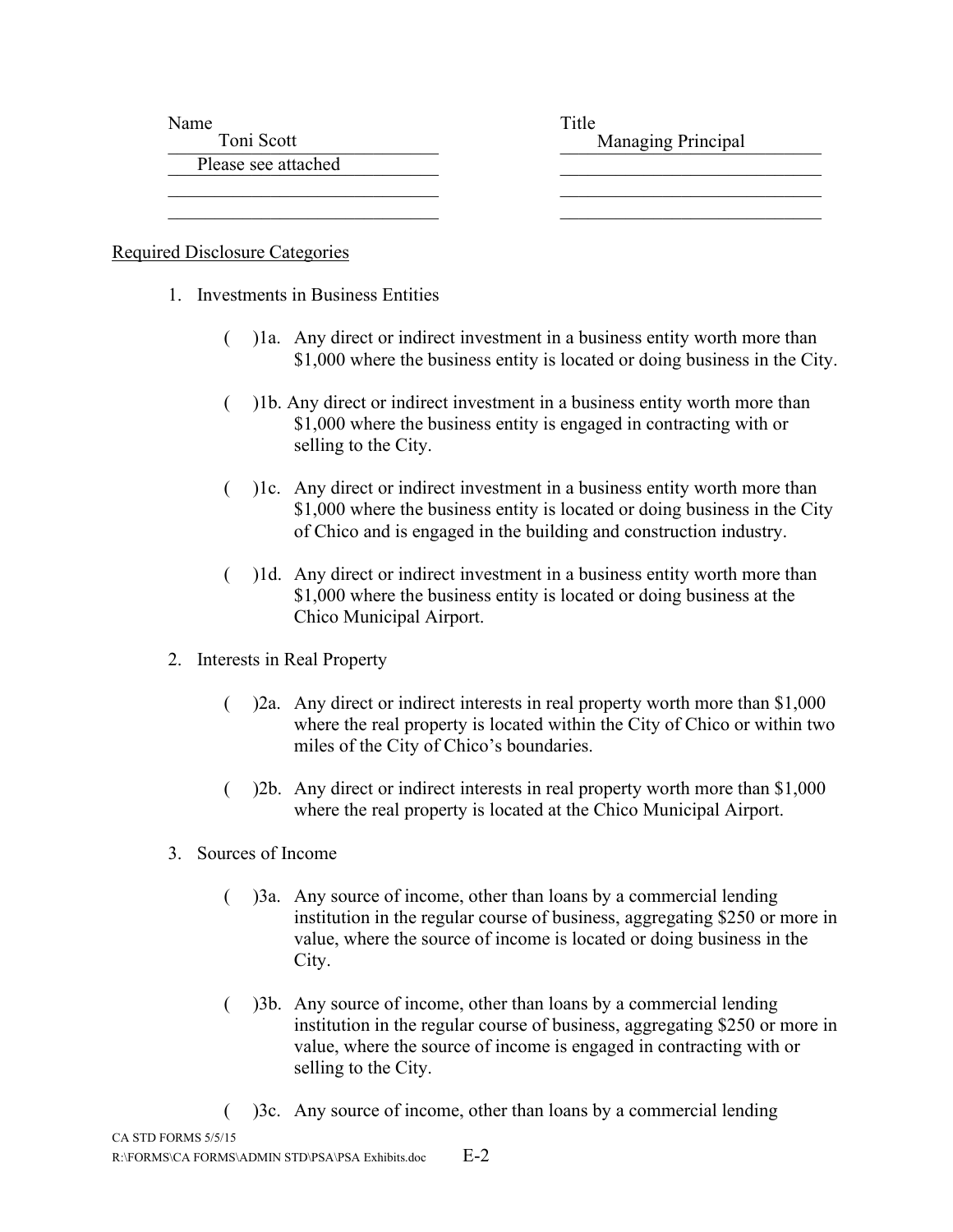| Name | Title |
|---|---|
| Toni Scott | Managing Principal |
| Please see attached | |
| | |
| | |

Required Disclosure Categories

1. Investments in Business Entities

   ( )1a. Any direct or indirect investment in a business entity worth more than $1,000 where the business entity is located or doing business in the City.

   ( )1b. Any direct or indirect investment in a business entity worth more than $1,000 where the business entity is engaged in contracting with or selling to the City.

   ( )1c. Any direct or indirect investment in a business entity worth more than $1,000 where the business entity is located or doing business in the City of Chico and is engaged in the building and construction industry.

   ( )1d. Any direct or indirect investment in a business entity worth more than $1,000 where the business entity is located or doing business at the Chico Municipal Airport.

2. Interests in Real Property

   ( )2a. Any direct or indirect interests in real property worth more than $1,000 where the real property is located within the City of Chico or within two miles of the City of Chico's boundaries.

   ( )2b. Any direct or indirect interests in real property worth more than $1,000 where the real property is located at the Chico Municipal Airport.

3. Sources of Income

   ( )3a. Any source of income, other than loans by a commercial lending institution in the regular course of business, aggregating $250 or more in value, where the source of income is located or doing business in the City.

   ( )3b. Any source of income, other than loans by a commercial lending institution in the regular course of business, aggregating $250 or more in value, where the source of income is engaged in contracting with or selling to the City.

   ( )3c. Any source of income, other than loans by a commercial lending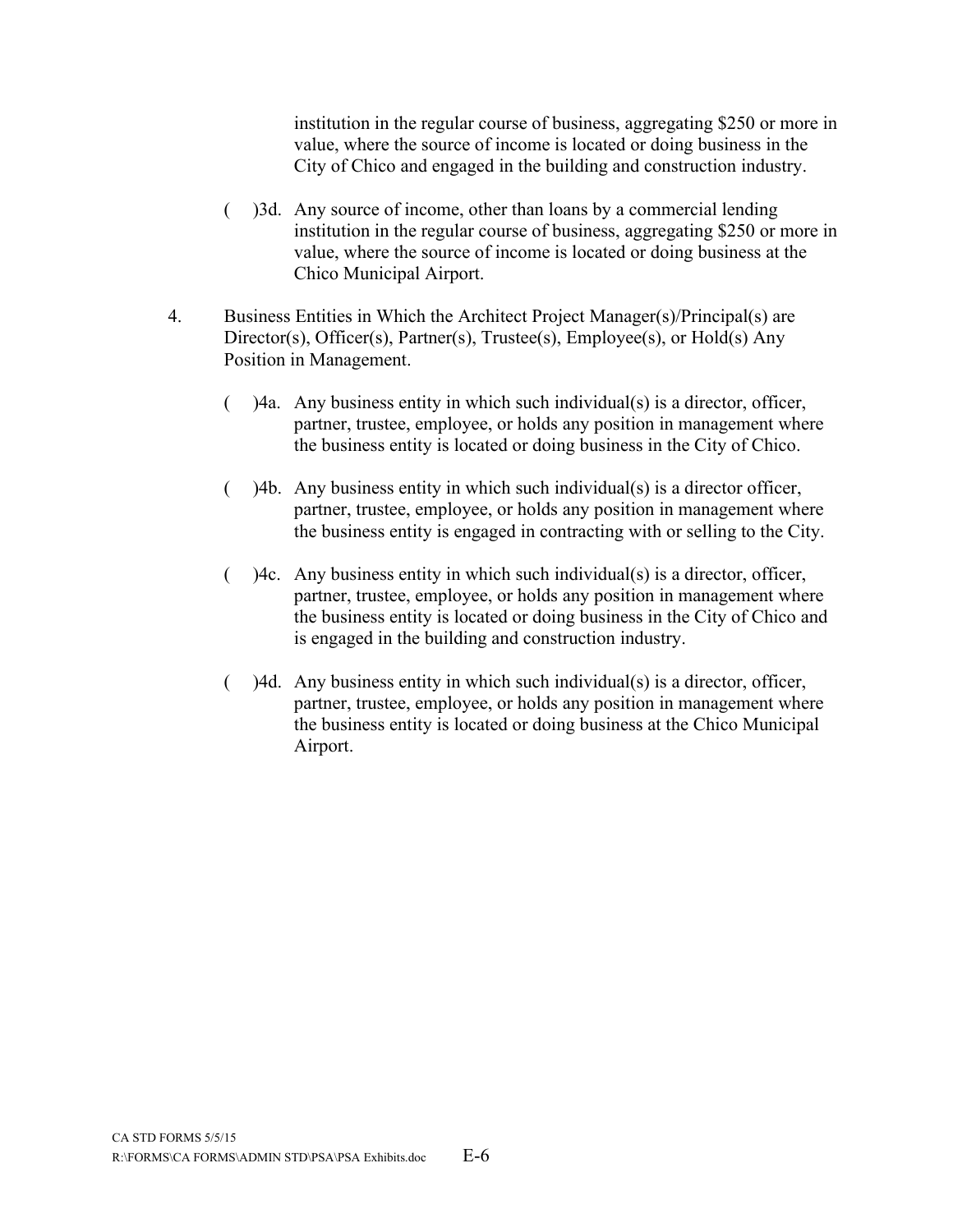institution in the regular course of business, aggregating $250 or more in value, where the source of income is located or doing business in the City of Chico and engaged in the building and construction industry.

(   )3d. Any source of income, other than loans by a commercial lending institution in the regular course of business, aggregating $250 or more in value, where the source of income is located or doing business at the Chico Municipal Airport.

4. Business Entities in Which the Architect Project Manager(s)/Principal(s) are Director(s), Officer(s), Partner(s), Trustee(s), Employee(s), or Hold(s) Any Position in Management.

   (   )4a. Any business entity in which such individual(s) is a director, officer, partner, trustee, employee, or holds any position in management where the business entity is located or doing business in the City of Chico.

   (   )4b. Any business entity in which such individual(s) is a director officer, partner, trustee, employee, or holds any position in management where the business entity is engaged in contracting with or selling to the City.

   (   )4c. Any business entity in which such individual(s) is a director, officer, partner, trustee, employee, or holds any position in management where the business entity is located or doing business in the City of Chico and is engaged in the building and construction industry.

   (   )4d. Any business entity in which such individual(s) is a director, officer, partner, trustee, employee, or holds any position in management where the business entity is located or doing business at the Chico Municipal Airport.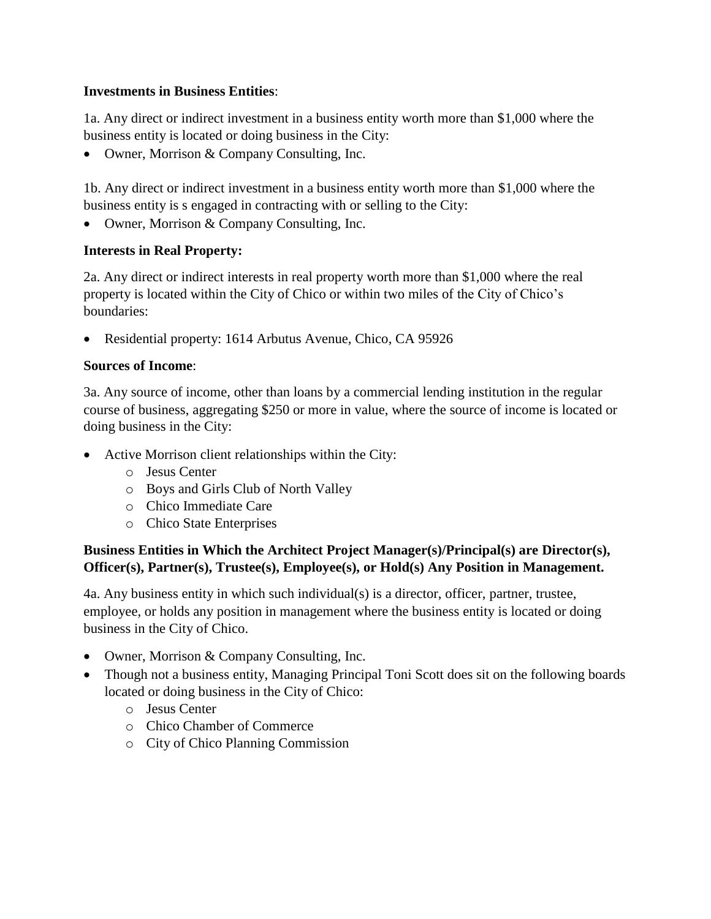**Investments in Business Entities**:

1a. Any direct or indirect investment in a business entity worth more than $1,000 where the business entity is located or doing business in the City:

- Owner, Morrison & Company Consulting, Inc.

1b. Any direct or indirect investment in a business entity worth more than $1,000 where the business entity is s engaged in contracting with or selling to the City:

- Owner, Morrison & Company Consulting, Inc.

**Interests in Real Property:**

2a. Any direct or indirect interests in real property worth more than $1,000 where the real property is located within the City of Chico or within two miles of the City of Chico's boundaries:

- Residential property: 1614 Arbutus Avenue, Chico, CA 95926

**Sources of Income**:

3a. Any source of income, other than loans by a commercial lending institution in the regular course of business, aggregating $250 or more in value, where the source of income is located or doing business in the City:

- Active Morrison client relationships within the City:
  - Jesus Center
  - Boys and Girls Club of North Valley
  - Chico Immediate Care
  - Chico State Enterprises

**Business Entities in Which the Architect Project Manager(s)/Principal(s) are Director(s), Officer(s), Partner(s), Trustee(s), Employee(s), or Hold(s) Any Position in Management.**

4a. Any business entity in which such individual(s) is a director, officer, partner, trustee, employee, or holds any position in management where the business entity is located or doing business in the City of Chico.

- Owner, Morrison & Company Consulting, Inc.
- Though not a business entity, Managing Principal Toni Scott does sit on the following boards located or doing business in the City of Chico:
  - Jesus Center
  - Chico Chamber of Commerce
  - City of Chico Planning Commission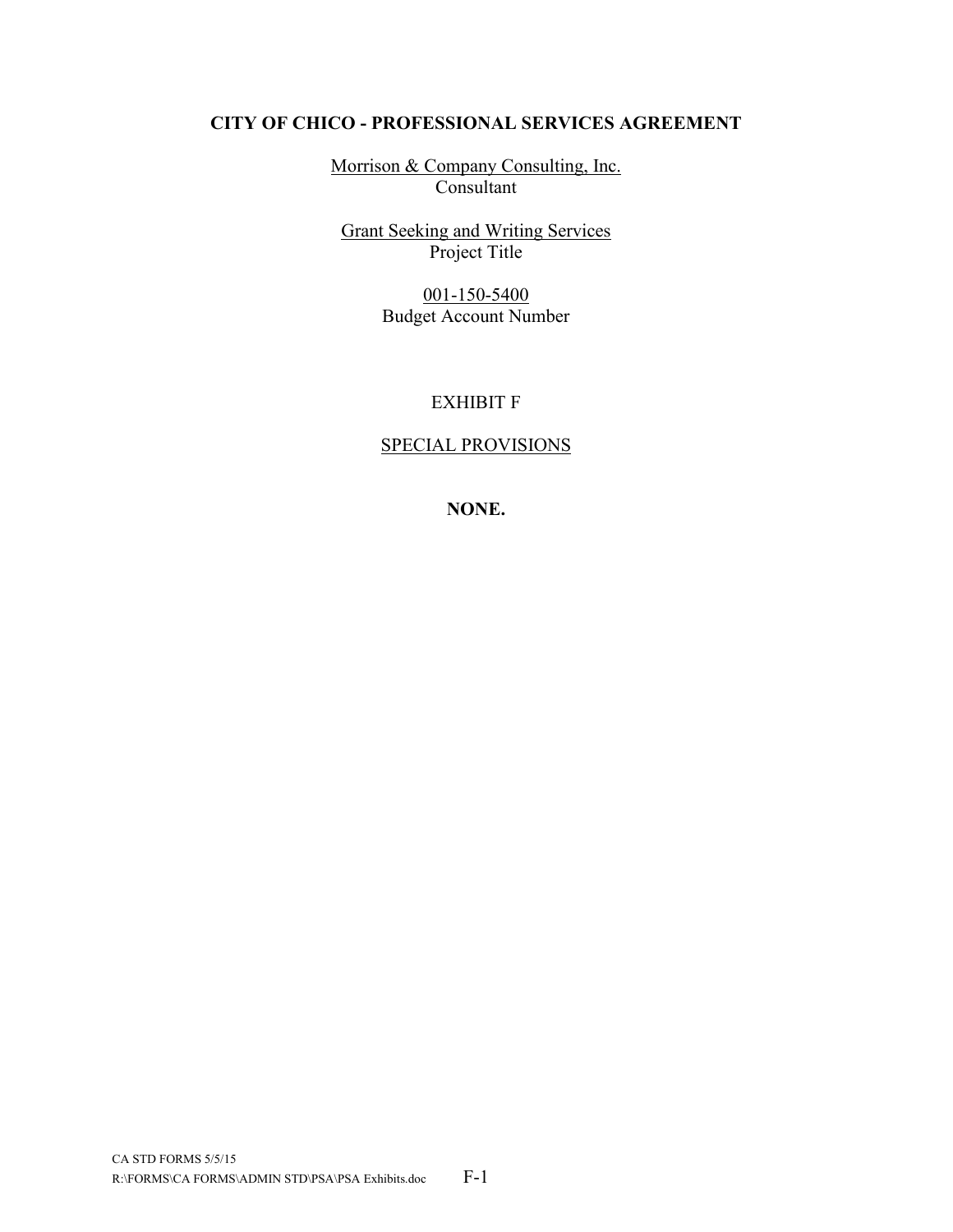**CITY OF CHICO - PROFESSIONAL SERVICES AGREEMENT**

Morrison & Company Consulting, Inc.
Consultant

Grant Seeking and Writing Services
Project Title

001-150-5400
Budget Account Number

EXHIBIT F

SPECIAL PROVISIONS

**NONE.**